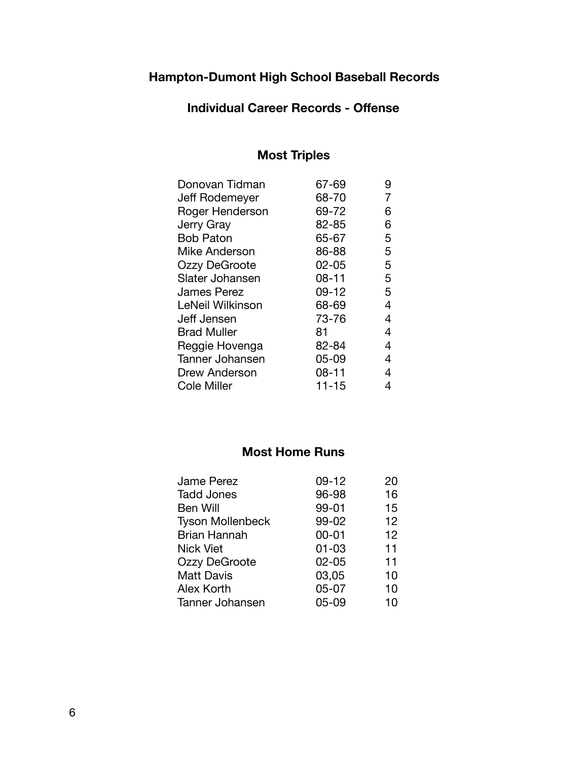# Hampton-Dumont High School Baseball Records

## Individual Career Records - Offense

### Most Triples

| Player | Years | Triples |
|---|---|---|
| Donovan Tidman | 67-69 | 9 |
| Jeff Rodemeyer | 68-70 | 7 |
| Roger Henderson | 69-72 | 6 |
| Jerry Gray | 82-85 | 6 |
| Bob Paton | 65-67 | 5 |
| Mike Anderson | 86-88 | 5 |
| Ozzy DeGroote | 02-05 | 5 |
| Slater Johansen | 08-11 | 5 |
| James Perez | 09-12 | 5 |
| LeNeil Wilkinson | 68-69 | 4 |
| Jeff Jensen | 73-76 | 4 |
| Brad Muller | 81 | 4 |
| Reggie Hovenga | 82-84 | 4 |
| Tanner Johansen | 05-09 | 4 |
| Drew Anderson | 08-11 | 4 |
| Cole Miller | 11-15 | 4 |

### Most Home Runs

| Player | Years | Home Runs |
|---|---|---|
| Jame Perez | 09-12 | 20 |
| Tadd Jones | 96-98 | 16 |
| Ben Will | 99-01 | 15 |
| Tyson Mollenbeck | 99-02 | 12 |
| Brian Hannah | 00-01 | 12 |
| Nick Viet | 01-03 | 11 |
| Ozzy DeGroote | 02-05 | 11 |
| Matt Davis | 03,05 | 10 |
| Alex Korth | 05-07 | 10 |
| Tanner Johansen | 05-09 | 10 |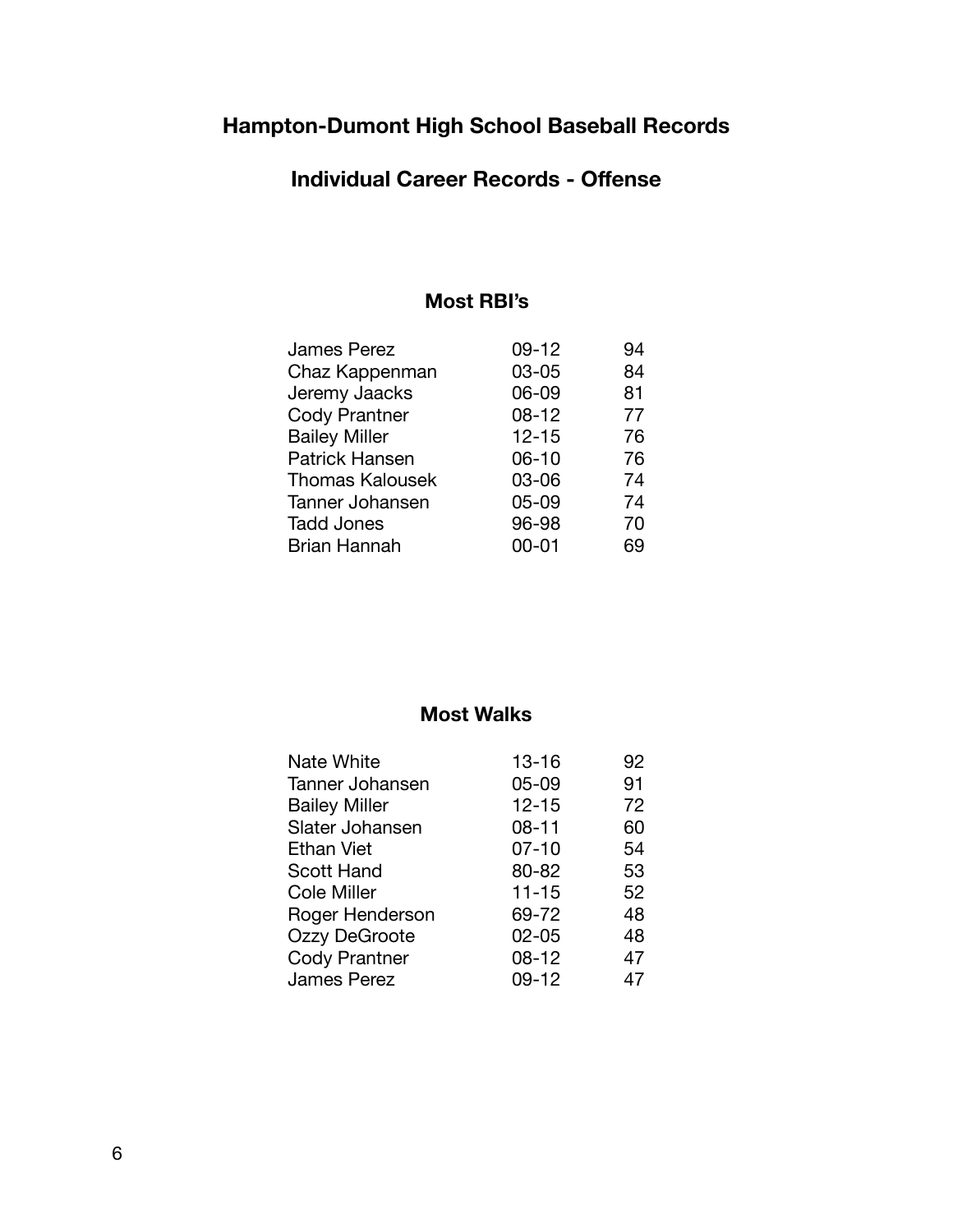# Hampton-Dumont High School Baseball Records

## Individual Career Records - Offense

### Most RBI's

| | | |
|---|---|---|
| James Perez | 09-12 | 94 |
| Chaz Kappenman | 03-05 | 84 |
| Jeremy Jaacks | 06-09 | 81 |
| Cody Prantner | 08-12 | 77 |
| Bailey Miller | 12-15 | 76 |
| Patrick Hansen | 06-10 | 76 |
| Thomas Kalousek | 03-06 | 74 |
| Tanner Johansen | 05-09 | 74 |
| Tadd Jones | 96-98 | 70 |
| Brian Hannah | 00-01 | 69 |

### Most Walks

| | | |
|---|---|---|
| Nate White | 13-16 | 92 |
| Tanner Johansen | 05-09 | 91 |
| Bailey Miller | 12-15 | 72 |
| Slater Johansen | 08-11 | 60 |
| Ethan Viet | 07-10 | 54 |
| Scott Hand | 80-82 | 53 |
| Cole Miller | 11-15 | 52 |
| Roger Henderson | 69-72 | 48 |
| Ozzy DeGroote | 02-05 | 48 |
| Cody Prantner | 08-12 | 47 |
| James Perez | 09-12 | 47 |